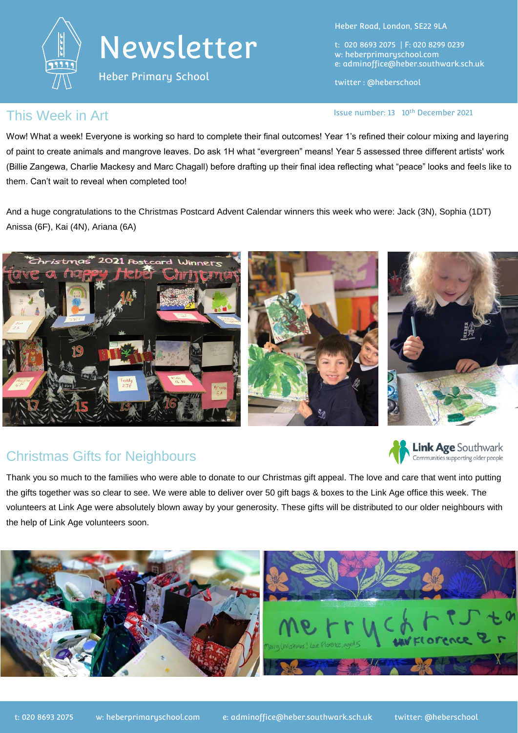# Newsletter

Heber Primary School

Heber Road, London, SE22 9LA

t: 020 8693 2075 | F: 020 8299 0239
w: heberprimaryschool.com
e: adminoffice@heber.southwark.sch.uk

twitter : @heberschool

Issue number: 13 10th December 2021

## This Week in Art

Wow! What a week! Everyone is working so hard to complete their final outcomes! Year 1's refined their colour mixing and layering of paint to create animals and mangrove leaves. Do ask 1H what "evergreen" means! Year 5 assessed three different artists' work (Billie Zangewa, Charlie Mackesy and Marc Chagall) before drafting up their final idea reflecting what "peace" looks and feels like to them. Can't wait to reveal when completed too!

And a huge congratulations to the Christmas Postcard Advent Calendar winners this week who were: Jack (3N), Sophia (1DT) Anissa (6F), Kai (4N), Ariana (6A)

## Christmas Gifts for Neighbours

Thank you so much to the families who were able to donate to our Christmas gift appeal. The love and care that went into putting the gifts together was so clear to see. We were able to deliver over 50 gift bags & boxes to the Link Age office this week. The volunteers at Link Age were absolutely blown away by your generosity. These gifts will be distributed to our older neighbours with the help of Link Age volunteers soon.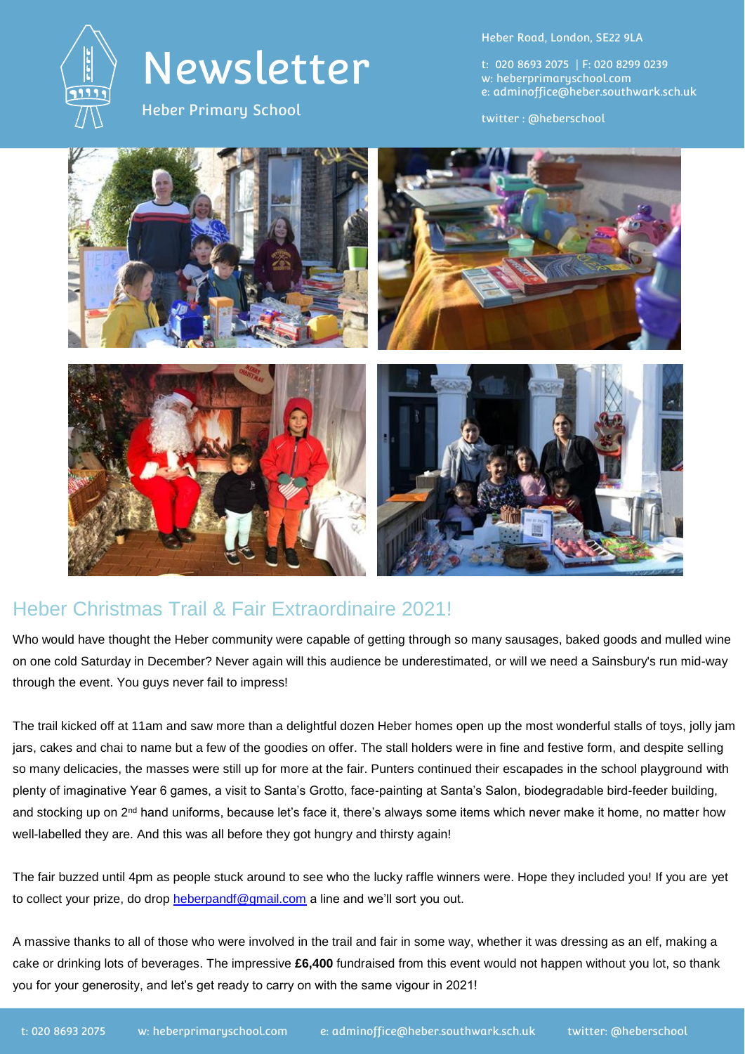# Newsletter

Heber Primary School

Heber Road, London, SE22 9LA

t: 020 8693 2075 | F: 020 8299 0239
w: heberprimaryschool.com
e: adminoffice@heber.southwark.sch.uk

twitter : @heberschool

## Heber Christmas Trail & Fair Extraordinaire 2021!

Who would have thought the Heber community were capable of getting through so many sausages, baked goods and mulled wine on one cold Saturday in December? Never again will this audience be underestimated, or will we need a Sainsbury's run mid-way through the event. You guys never fail to impress!

The trail kicked off at 11am and saw more than a delightful dozen Heber homes open up the most wonderful stalls of toys, jolly jam jars, cakes and chai to name but a few of the goodies on offer. The stall holders were in fine and festive form, and despite selling so many delicacies, the masses were still up for more at the fair. Punters continued their escapades in the school playground with plenty of imaginative Year 6 games, a visit to Santa's Grotto, face-painting at Santa's Salon, biodegradable bird-feeder building, and stocking up on 2nd hand uniforms, because let's face it, there's always some items which never make it home, no matter how well-labelled they are. And this was all before they got hungry and thirsty again!

The fair buzzed until 4pm as people stuck around to see who the lucky raffle winners were. Hope they included you! If you are yet to collect your prize, do drop heberpandf@gmail.com a line and we'll sort you out.

A massive thanks to all of those who were involved in the trail and fair in some way, whether it was dressing as an elf, making a cake or drinking lots of beverages. The impressive **£6,400** fundraised from this event would not happen without you lot, so thank you for your generosity, and let's get ready to carry on with the same vigour in 2021!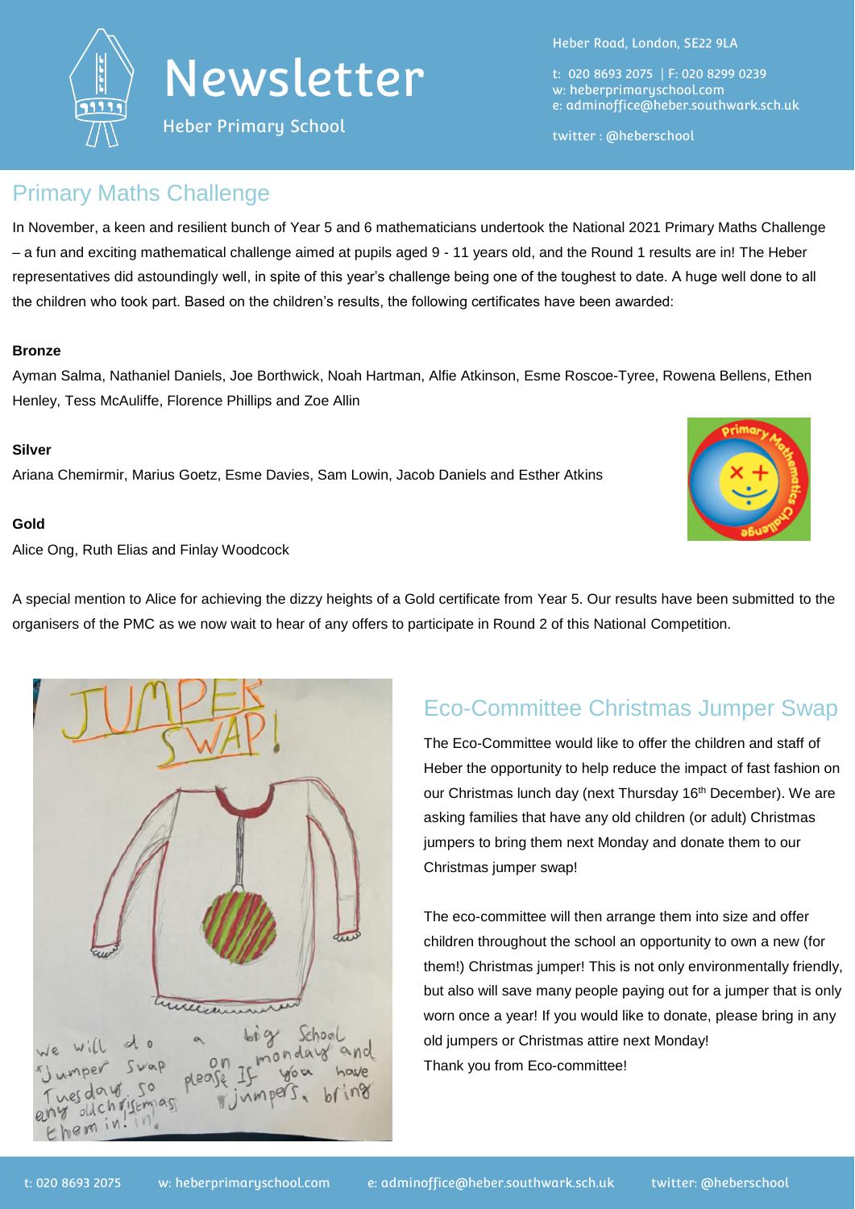# Newsletter

Heber Primary School

Heber Road, London, SE22 9LA

t: 020 8693 2075 | F: 020 8299 0239
w: heberprimaryschool.com
e: adminoffice@heber.southwark.sch.uk

twitter : @heberschool

## Primary Maths Challenge

In November, a keen and resilient bunch of Year 5 and 6 mathematicians undertook the National 2021 Primary Maths Challenge – a fun and exciting mathematical challenge aimed at pupils aged 9 - 11 years old, and the Round 1 results are in! The Heber representatives did astoundingly well, in spite of this year's challenge being one of the toughest to date. A huge well done to all the children who took part. Based on the children's results, the following certificates have been awarded:

**Bronze**

Ayman Salma, Nathaniel Daniels, Joe Borthwick, Noah Hartman, Alfie Atkinson, Esme Roscoe-Tyree, Rowena Bellens, Ethen Henley, Tess McAuliffe, Florence Phillips and Zoe Allin

**Silver**

Ariana Chemirmir, Marius Goetz, Esme Davies, Sam Lowin, Jacob Daniels and Esther Atkins

**Gold**

Alice Ong, Ruth Elias and Finlay Woodcock

A special mention to Alice for achieving the dizzy heights of a Gold certificate from Year 5. Our results have been submitted to the organisers of the PMC as we now wait to hear of any offers to participate in Round 2 of this National Competition.

## Eco-Committee Christmas Jumper Swap

The Eco-Committee would like to offer the children and staff of Heber the opportunity to help reduce the impact of fast fashion on our Christmas lunch day (next Thursday 16th December). We are asking families that have any old children (or adult) Christmas jumpers to bring them next Monday and donate them to our Christmas jumper swap!

The eco-committee will then arrange them into size and offer children throughout the school an opportunity to own a new (for them!) Christmas jumper! This is not only environmentally friendly, but also will save many people paying out for a jumper that is only worn once a year! If you would like to donate, please bring in any old jumpers or Christmas attire next Monday!

Thank you from Eco-committee!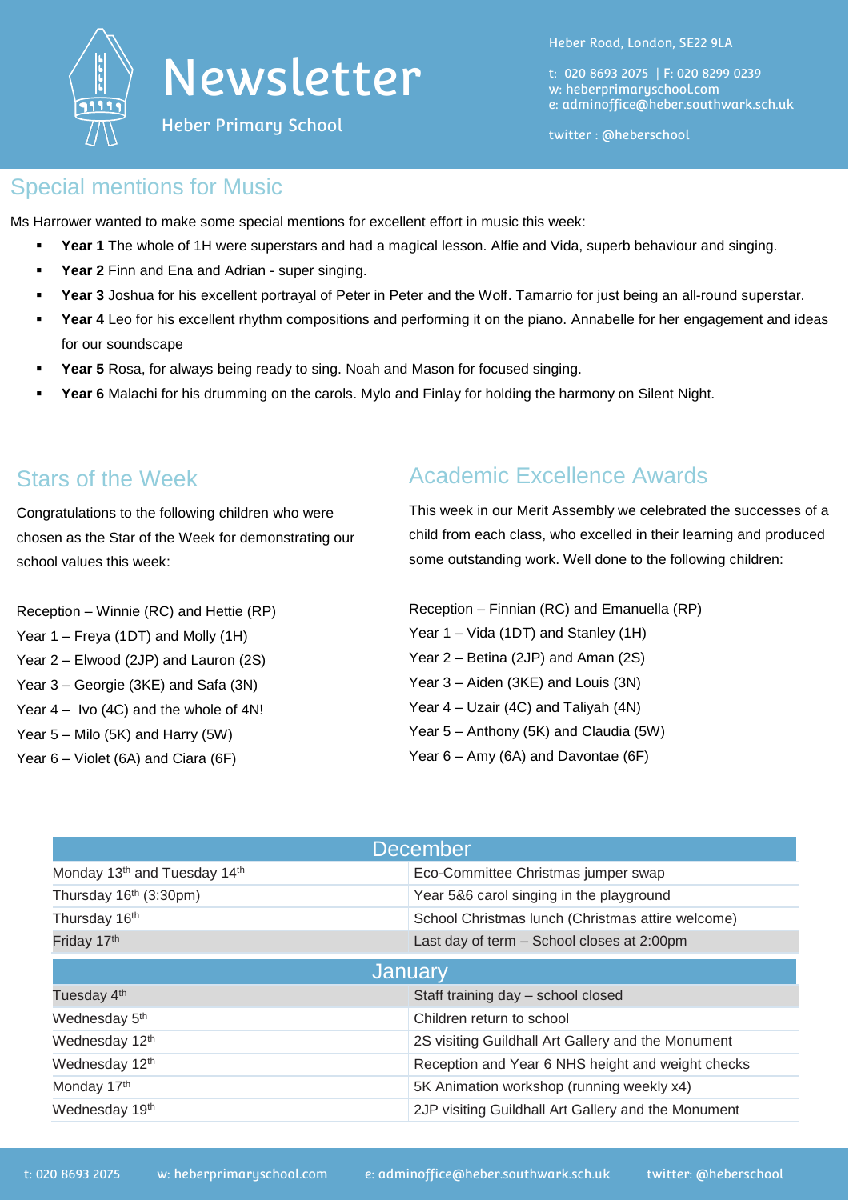# Newsletter

Heber Primary School

Heber Road, London, SE22 9LA

t: 020 8693 2075 | F: 020 8299 0239
w: heberprimaryschool.com
e: adminoffice@heber.southwark.sch.uk

twitter : @heberschool

## Special mentions for Music

Ms Harrower wanted to make some special mentions for excellent effort in music this week:

- **Year 1** The whole of 1H were superstars and had a magical lesson. Alfie and Vida, superb behaviour and singing.
- **Year 2** Finn and Ena and Adrian - super singing.
- **Year 3** Joshua for his excellent portrayal of Peter in Peter and the Wolf. Tamarrio for just being an all-round superstar.
- **Year 4** Leo for his excellent rhythm compositions and performing it on the piano. Annabelle for her engagement and ideas for our soundscape
- **Year 5** Rosa, for always being ready to sing. Noah and Mason for focused singing.
- **Year 6** Malachi for his drumming on the carols. Mylo and Finlay for holding the harmony on Silent Night.

## Stars of the Week

Congratulations to the following children who were chosen as the Star of the Week for demonstrating our school values this week:

Reception – Winnie (RC) and Hettie (RP)
Year 1 – Freya (1DT) and Molly (1H)
Year 2 – Elwood (2JP) and Lauron (2S)
Year 3 – Georgie (3KE) and Safa (3N)
Year 4 – Ivo (4C) and the whole of 4N!
Year 5 – Milo (5K) and Harry (5W)
Year 6 – Violet (6A) and Ciara (6F)

## Academic Excellence Awards

This week in our Merit Assembly we celebrated the successes of a child from each class, who excelled in their learning and produced some outstanding work. Well done to the following children:

Reception – Finnian (RC) and Emanuella (RP)
Year 1 – Vida (1DT) and Stanley (1H)
Year 2 – Betina (2JP) and Aman (2S)
Year 3 – Aiden (3KE) and Louis (3N)
Year 4 – Uzair (4C) and Taliyah (4N)
Year 5 – Anthony (5K) and Claudia (5W)
Year 6 – Amy (6A) and Davontae (6F)

| December | |
|---|---|
| Monday 13th and Tuesday 14th | Eco-Committee Christmas jumper swap |
| Thursday 16th (3:30pm) | Year 5&6 carol singing in the playground |
| Thursday 16th | School Christmas lunch (Christmas attire welcome) |
| Friday 17th | Last day of term – School closes at 2:00pm |
| **January** | |
| Tuesday 4th | Staff training day – school closed |
| Wednesday 5th | Children return to school |
| Wednesday 12th | 2S visiting Guildhall Art Gallery and the Monument |
| Wednesday 12th | Reception and Year 6 NHS height and weight checks |
| Monday 17th | 5K Animation workshop (running weekly x4) |
| Wednesday 19th | 2JP visiting Guildhall Art Gallery and the Monument |